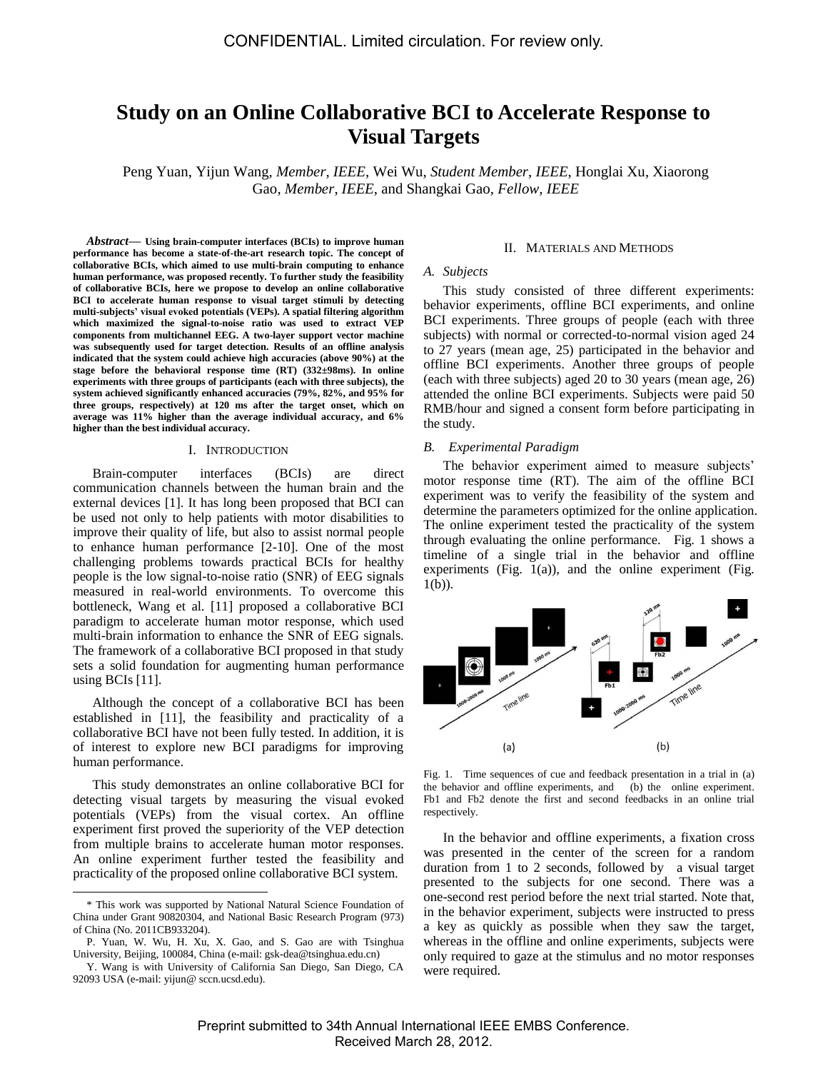# Study on an Online Collaborative BCI to Accelerate Response to Visual Targets

Peng Yuan, Yijun Wang, *Member, IEEE*, Wei Wu, *Student Member, IEEE*, Honglai Xu, Xiaorong Gao, *Member, IEEE*, and Shangkai Gao, *Fellow, IEEE*

***Abstract*— Using brain-computer interfaces (BCIs) to improve human performance has become a state-of-the-art research topic. The concept of collaborative BCIs, which aimed to use multi-brain computing to enhance human performance, was proposed recently. To further study the feasibility of collaborative BCIs, here we propose to develop an online collaborative BCI to accelerate human response to visual target stimuli by detecting multi-subjects' visual evoked potentials (VEPs). A spatial filtering algorithm which maximized the signal-to-noise ratio was used to extract VEP components from multichannel EEG. A two-layer support vector machine was subsequently used for target detection. Results of an offline analysis indicated that the system could achieve high accuracies (above 90%) at the stage before the behavioral response time (RT) (332±98ms). In online experiments with three groups of participants (each with three subjects), the system achieved significantly enhanced accuracies (79%, 82%, and 95% for three groups, respectively) at 120 ms after the target onset, which on average was 11% higher than the average individual accuracy, and 6% higher than the best individual accuracy.**

## I. Introduction

Brain-computer interfaces (BCIs) are direct communication channels between the human brain and the external devices [1]. It has long been proposed that BCI can be used not only to help patients with motor disabilities to improve their quality of life, but also to assist normal people to enhance human performance [2-10]. One of the most challenging problems towards practical BCIs for healthy people is the low signal-to-noise ratio (SNR) of EEG signals measured in real-world environments. To overcome this bottleneck, Wang et al. [11] proposed a collaborative BCI paradigm to accelerate human motor response, which used multi-brain information to enhance the SNR of EEG signals. The framework of a collaborative BCI proposed in that study sets a solid foundation for augmenting human performance using BCIs [11].

Although the concept of a collaborative BCI has been established in [11], the feasibility and practicality of a collaborative BCI have not been fully tested. In addition, it is of interest to explore new BCI paradigms for improving human performance.

This study demonstrates an online collaborative BCI for detecting visual targets by measuring the visual evoked potentials (VEPs) from the visual cortex. An offline experiment first proved the superiority of the VEP detection from multiple brains to accelerate human motor responses. An online experiment further tested the feasibility and practicality of the proposed online collaborative BCI system.

\* This work was supported by National Natural Science Foundation of China under Grant 90820304, and National Basic Research Program (973) of China (No. 2011CB933204).

P. Yuan, W. Wu, H. Xu, X. Gao, and S. Gao are with Tsinghua University, Beijing, 100084, China (e-mail: gsk-dea@tsinghua.edu.cn)

Y. Wang is with University of California San Diego, San Diego, CA 92093 USA (e-mail: yijun@ sccn.ucsd.edu).

## II. Materials and Methods

### *A. Subjects*

This study consisted of three different experiments: behavior experiments, offline BCI experiments, and online BCI experiments. Three groups of people (each with three subjects) with normal or corrected-to-normal vision aged 24 to 27 years (mean age, 25) participated in the behavior and offline BCI experiments. Another three groups of people (each with three subjects) aged 20 to 30 years (mean age, 26) attended the online BCI experiments. Subjects were paid 50 RMB/hour and signed a consent form before participating in the study.

### *B. Experimental Paradigm*

The behavior experiment aimed to measure subjects' motor response time (RT). The aim of the offline BCI experiment was to verify the feasibility of the system and determine the parameters optimized for the online application. The online experiment tested the practicality of the system through evaluating the online performance. Fig. 1 shows a timeline of a single trial in the behavior and offline experiments (Fig. 1(a)), and the online experiment (Fig. 1(b)).

Fig. 1. Time sequences of cue and feedback presentation in a trial in (a) the behavior and offline experiments, and (b) the online experiment. Fb1 and Fb2 denote the first and second feedbacks in an online trial respectively.

In the behavior and offline experiments, a fixation cross was presented in the center of the screen for a random duration from 1 to 2 seconds, followed by a visual target presented to the subjects for one second. There was a one-second rest period before the next trial started. Note that, in the behavior experiment, subjects were instructed to press a key as quickly as possible when they saw the target, whereas in the offline and online experiments, subjects were only required to gaze at the stimulus and no motor responses were required.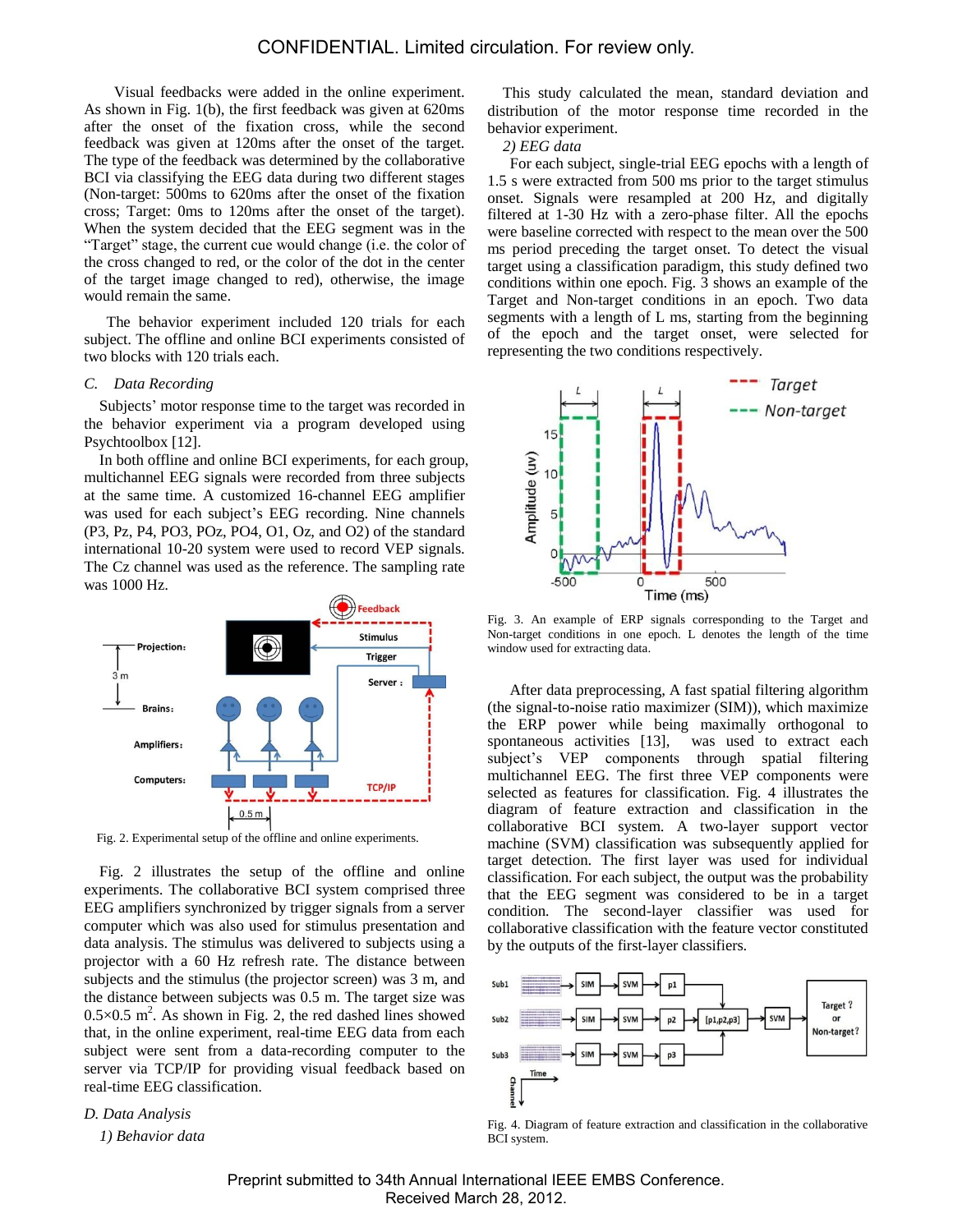Visual feedbacks were added in the online experiment. As shown in Fig. 1(b), the first feedback was given at 620ms after the onset of the fixation cross, while the second feedback was given at 120ms after the onset of the target. The type of the feedback was determined by the collaborative BCI via classifying the EEG data during two different stages (Non-target: 500ms to 620ms after the onset of the fixation cross; Target: 0ms to 120ms after the onset of the target). When the system decided that the EEG segment was in the "Target" stage, the current cue would change (i.e. the color of the cross changed to red, or the color of the dot in the center of the target image changed to red), otherwise, the image would remain the same.

The behavior experiment included 120 trials for each subject. The offline and online BCI experiments consisted of two blocks with 120 trials each.

### C. *Data Recording*

Subjects' motor response time to the target was recorded in the behavior experiment via a program developed using Psychtoolbox [12].

In both offline and online BCI experiments, for each group, multichannel EEG signals were recorded from three subjects at the same time. A customized 16-channel EEG amplifier was used for each subject's EEG recording. Nine channels (P3, Pz, P4, PO3, POz, PO4, O1, Oz, and O2) of the standard international 10-20 system were used to record VEP signals. The Cz channel was used as the reference. The sampling rate was 1000 Hz.

Fig. 2. Experimental setup of the offline and online experiments.

Fig. 2 illustrates the setup of the offline and online experiments. The collaborative BCI system comprised three EEG amplifiers synchronized by trigger signals from a server computer which was also used for stimulus presentation and data analysis. The stimulus was delivered to subjects using a projector with a 60 Hz refresh rate. The distance between subjects and the stimulus (the projector screen) was 3 m, and the distance between subjects was 0.5 m. The target size was $0.5 \times 0.5$ m$^2$. As shown in Fig. 2, the red dashed lines showed that, in the online experiment, real-time EEG data from each subject were sent from a data-recording computer to the server via TCP/IP for providing visual feedback based on real-time EEG classification.

### D. *Data Analysis*

*1) Behavior data*

This study calculated the mean, standard deviation and distribution of the motor response time recorded in the behavior experiment.

*2) EEG data*

For each subject, single-trial EEG epochs with a length of 1.5 s were extracted from 500 ms prior to the target stimulus onset. Signals were resampled at 200 Hz, and digitally filtered at 1-30 Hz with a zero-phase filter. All the epochs were baseline corrected with respect to the mean over the 500 ms period preceding the target onset. To detect the visual target using a classification paradigm, this study defined two conditions within one epoch. Fig. 3 shows an example of the Target and Non-target conditions in an epoch. Two data segments with a length of L ms, starting from the beginning of the epoch and the target onset, were selected for representing the two conditions respectively.

Fig. 3. An example of ERP signals corresponding to the Target and Non-target conditions in one epoch. L denotes the length of the time window used for extracting data.

After data preprocessing, A fast spatial filtering algorithm (the signal-to-noise ratio maximizer (SIM)), which maximize the ERP power while being maximally orthogonal to spontaneous activities [13], was used to extract each subject's VEP components through spatial filtering multichannel EEG. The first three VEP components were selected as features for classification. Fig. 4 illustrates the diagram of feature extraction and classification in the collaborative BCI system. A two-layer support vector machine (SVM) classification was subsequently applied for target detection. The first layer was used for individual classification. For each subject, the output was the probability that the EEG segment was considered to be a target condition. The second-layer classifier was used for collaborative classification with the feature vector constituted by the outputs of the first-layer classifiers.

Fig. 4. Diagram of feature extraction and classification in the collaborative BCI system.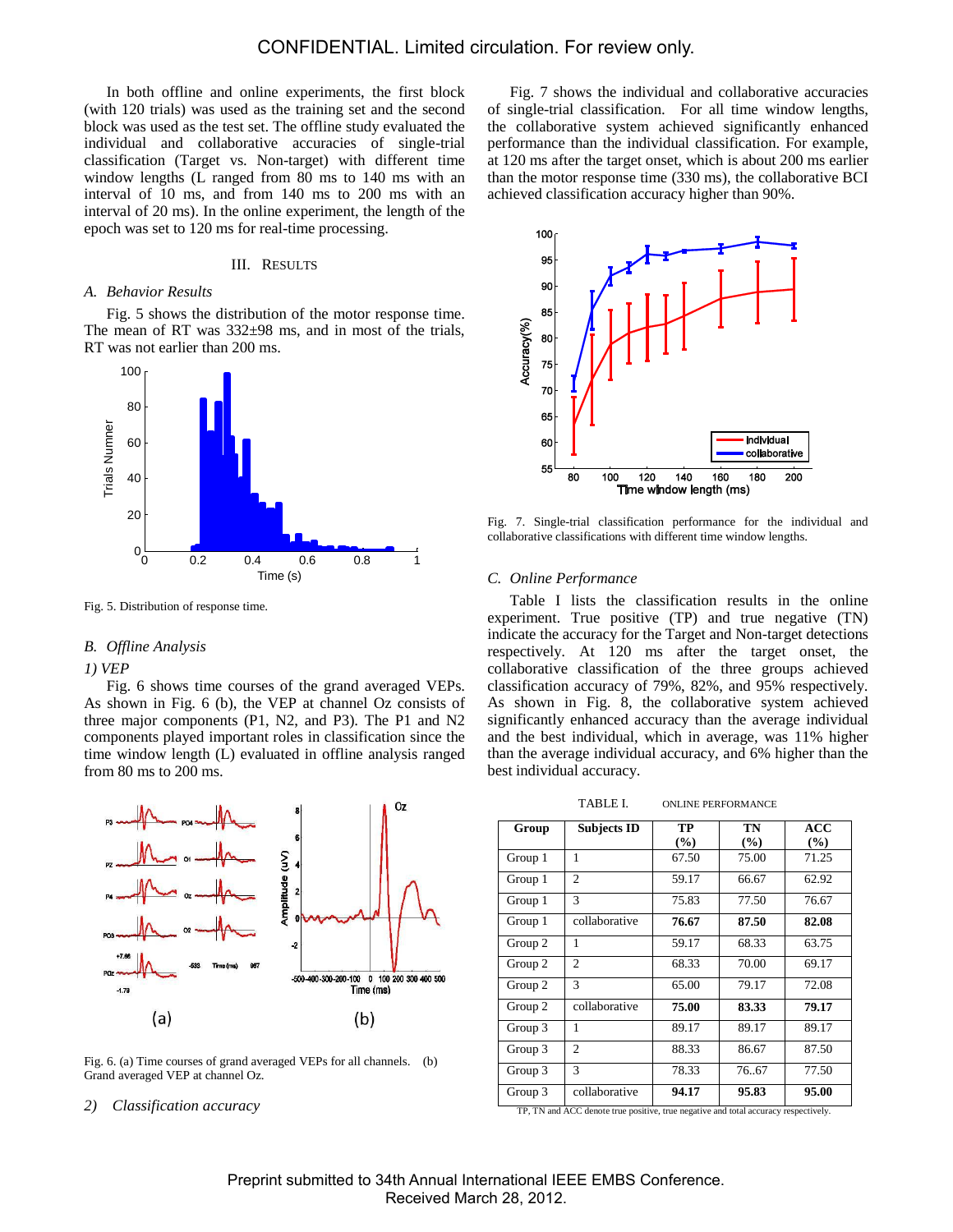In both offline and online experiments, the first block (with 120 trials) was used as the training set and the second block was used as the test set. The offline study evaluated the individual and collaborative accuracies of single-trial classification (Target vs. Non-target) with different time window lengths (L ranged from 80 ms to 140 ms with an interval of 10 ms, and from 140 ms to 200 ms with an interval of 20 ms). In the online experiment, the length of the epoch was set to 120 ms for real-time processing.

## III. RESULTS

### A. Behavior Results

Fig. 5 shows the distribution of the motor response time. The mean of RT was 332±98 ms, and in most of the trials, RT was not earlier than 200 ms.

Fig. 5. Distribution of response time.

### B. Offline Analysis

#### 1) VEP

Fig. 6 shows time courses of the grand averaged VEPs. As shown in Fig. 6 (b), the VEP at channel Oz consists of three major components (P1, N2, and P3). The P1 and N2 components played important roles in classification since the time window length (L) evaluated in offline analysis ranged from 80 ms to 200 ms.

Fig. 6. (a) Time courses of grand averaged VEPs for all channels. (b) Grand averaged VEP at channel Oz.

#### 2) Classification accuracy

Fig. 7 shows the individual and collaborative accuracies of single-trial classification. For all time window lengths, the collaborative system achieved significantly enhanced performance than the individual classification. For example, at 120 ms after the target onset, which is about 200 ms earlier than the motor response time (330 ms), the collaborative BCI achieved classification accuracy higher than 90%.

Fig. 7. Single-trial classification performance for the individual and collaborative classifications with different time window lengths.

### C. Online Performance

Table I lists the classification results in the online experiment. True positive (TP) and true negative (TN) indicate the accuracy for the Target and Non-target detections respectively. At 120 ms after the target onset, the collaborative classification of the three groups achieved classification accuracy of 79%, 82%, and 95% respectively. As shown in Fig. 8, the collaborative system achieved significantly enhanced accuracy than the average individual and the best individual, which in average, was 11% higher than the average individual accuracy, and 6% higher than the best individual accuracy.

TABLE I. ONLINE PERFORMANCE

| Group | Subjects ID | TP (%) | TN (%) | ACC (%) |
|---|---|---|---|---|
| Group 1 | 1 | 67.50 | 75.00 | 71.25 |
| Group 1 | 2 | 59.17 | 66.67 | 62.92 |
| Group 1 | 3 | 75.83 | 77.50 | 76.67 |
| Group 1 | collaborative | **76.67** | **87.50** | **82.08** |
| Group 2 | 1 | 59.17 | 68.33 | 63.75 |
| Group 2 | 2 | 68.33 | 70.00 | 69.17 |
| Group 2 | 3 | 65.00 | 79.17 | 72.08 |
| Group 2 | collaborative | **75.00** | **83.33** | **79.17** |
| Group 3 | 1 | 89.17 | 89.17 | 89.17 |
| Group 3 | 2 | 88.33 | 86.67 | 87.50 |
| Group 3 | 3 | 78.33 | 76..67 | 77.50 |
| Group 3 | collaborative | **94.17** | **95.83** | **95.00** |

TP, TN and ACC denote true positive, true negative and total accuracy respectively.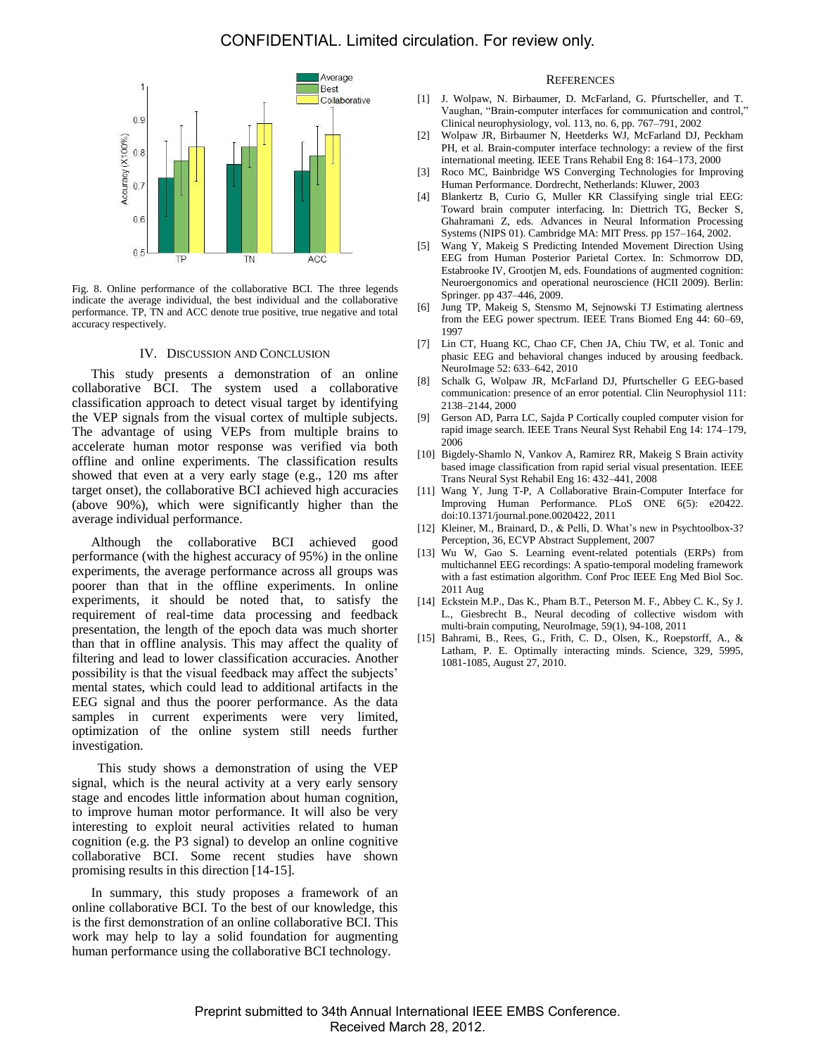Average
Best
Collaborative

1
0.9
0.8
0.7
0.6
0.5

Accuracy (X100%)

TP
TN
ACC

Fig. 8. Online performance of the collaborative BCI. The three legends indicate the average individual, the best individual and the collaborative performance. TP, TN and ACC denote true positive, true negative and total accuracy respectively.

## IV. Discussion and Conclusion

This study presents a demonstration of an online collaborative BCI. The system used a collaborative classification approach to detect visual target by identifying the VEP signals from the visual cortex of multiple subjects. The advantage of using VEPs from multiple brains to accelerate human motor response was verified via both offline and online experiments. The classification results showed that even at a very early stage (e.g., 120 ms after target onset), the collaborative BCI achieved high accuracies (above 90%), which were significantly higher than the average individual performance.

Although the collaborative BCI achieved good performance (with the highest accuracy of 95%) in the online experiments, the average performance across all groups was poorer than that in the offline experiments. In online experiments, it should be noted that, to satisfy the requirement of real-time data processing and feedback presentation, the length of the epoch data was much shorter than that in offline analysis. This may affect the quality of filtering and lead to lower classification accuracies. Another possibility is that the visual feedback may affect the subjects' mental states, which could lead to additional artifacts in the EEG signal and thus the poorer performance. As the data samples in current experiments were very limited, optimization of the online system still needs further investigation.

This study shows a demonstration of using the VEP signal, which is the neural activity at a very early sensory stage and encodes little information about human cognition, to improve human motor performance. It will also be very interesting to exploit neural activities related to human cognition (e.g. the P3 signal) to develop an online cognitive collaborative BCI. Some recent studies have shown promising results in this direction [14-15].

In summary, this study proposes a framework of an online collaborative BCI. To the best of our knowledge, this is the first demonstration of an online collaborative BCI. This work may help to lay a solid foundation for augmenting human performance using the collaborative BCI technology.

## References

[1] J. Wolpaw, N. Birbaumer, D. McFarland, G. Pfurtscheller, and T. Vaughan, "Brain-computer interfaces for communication and control," Clinical neurophysiology, vol. 113, no. 6, pp. 767–791, 2002

[2] Wolpaw JR, Birbaumer N, Heetderks WJ, McFarland DJ, Peckham PH, et al. Brain-computer interface technology: a review of the first international meeting. IEEE Trans Rehabil Eng 8: 164–173, 2000

[3] Roco MC, Bainbridge WS Converging Technologies for Improving Human Performance. Dordrecht, Netherlands: Kluwer, 2003

[4] Blankertz B, Curio G, Muller KR Classifying single trial EEG: Toward brain computer interfacing. In: Diettrich TG, Becker S, Ghahramani Z, eds. Advances in Neural Information Processing Systems (NIPS 01). Cambridge MA: MIT Press. pp 157–164, 2002.

[5] Wang Y, Makeig S Predicting Intended Movement Direction Using EEG from Human Posterior Parietal Cortex. In: Schmorrow DD, Estabrooke IV, Grootjen M, eds. Foundations of augmented cognition: Neuroergonomics and operational neuroscience (HCII 2009). Berlin: Springer. pp 437–446, 2009.

[6] Jung TP, Makeig S, Stensmo M, Sejnowski TJ Estimating alertness from the EEG power spectrum. IEEE Trans Biomed Eng 44: 60–69, 1997

[7] Lin CT, Huang KC, Chao CF, Chen JA, Chiu TW, et al. Tonic and phasic EEG and behavioral changes induced by arousing feedback. NeuroImage 52: 633–642, 2010

[8] Schalk G, Wolpaw JR, McFarland DJ, Pfurtscheller G EEG-based communication: presence of an error potential. Clin Neurophysiol 111: 2138–2144, 2000

[9] Gerson AD, Parra LC, Sajda P Cortically coupled computer vision for rapid image search. IEEE Trans Neural Syst Rehabil Eng 14: 174–179, 2006

[10] Bigdely-Shamlo N, Vankov A, Ramirez RR, Makeig S Brain activity based image classification from rapid serial visual presentation. IEEE Trans Neural Syst Rehabil Eng 16: 432–441, 2008

[11] Wang Y, Jung T-P, A Collaborative Brain-Computer Interface for Improving Human Performance. PLoS ONE 6(5): e20422. doi:10.1371/journal.pone.0020422, 2011

[12] Kleiner, M., Brainard, D., & Pelli, D. What's new in Psychtoolbox-3? Perception, 36, ECVP Abstract Supplement, 2007

[13] Wu W, Gao S. Learning event-related potentials (ERPs) from multichannel EEG recordings: A spatio-temporal modeling framework with a fast estimation algorithm. Conf Proc IEEE Eng Med Biol Soc. 2011 Aug

[14] Eckstein M.P., Das K., Pham B.T., Peterson M. F., Abbey C. K., Sy J. L., Giesbrecht B., Neural decoding of collective wisdom with multi-brain computing, NeuroImage, 59(1), 94-108, 2011

[15] Bahrami, B., Rees, G., Frith, C. D., Olsen, K., Roepstorff, A., & Latham, P. E. Optimally interacting minds. Science, 329, 5995, 1081-1085, August 27, 2010.